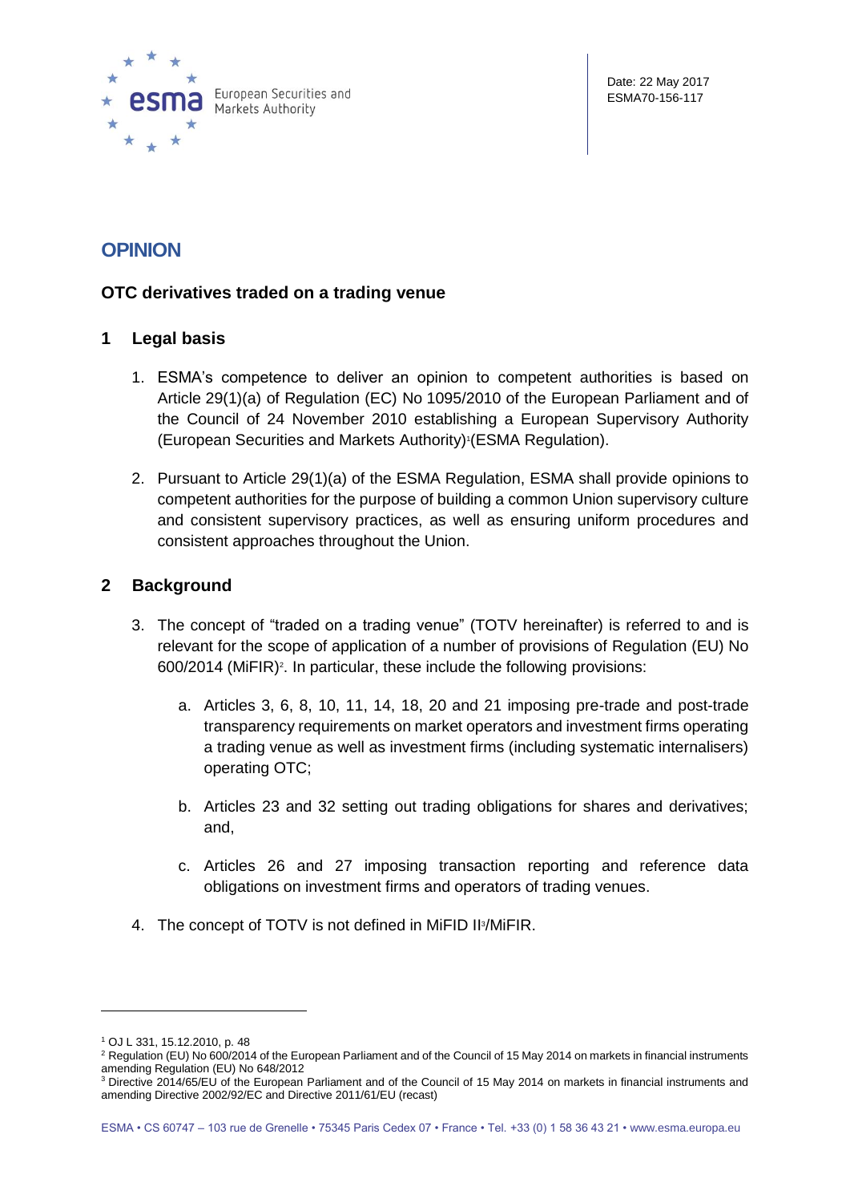Date: 22 May 2017
ESMA70-156-117

# OPINION

## OTC derivatives traded on a trading venue

## 1 Legal basis

1. ESMA's competence to deliver an opinion to competent authorities is based on Article 29(1)(a) of Regulation (EC) No 1095/2010 of the European Parliament and of the Council of 24 November 2010 establishing a European Supervisory Authority (European Securities and Markets Authority)[1](ESMA Regulation).

2. Pursuant to Article 29(1)(a) of the ESMA Regulation, ESMA shall provide opinions to competent authorities for the purpose of building a common Union supervisory culture and consistent supervisory practices, as well as ensuring uniform procedures and consistent approaches throughout the Union.

## 2 Background

3. The concept of "traded on a trading venue" (TOTV hereinafter) is referred to and is relevant for the scope of application of a number of provisions of Regulation (EU) No 600/2014 (MiFIR)[2]. In particular, these include the following provisions:

   a. Articles 3, 6, 8, 10, 11, 14, 18, 20 and 21 imposing pre-trade and post-trade transparency requirements on market operators and investment firms operating a trading venue as well as investment firms (including systematic internalisers) operating OTC;

   b. Articles 23 and 32 setting out trading obligations for shares and derivatives; and,

   c. Articles 26 and 27 imposing transaction reporting and reference data obligations on investment firms and operators of trading venues.

4. The concept of TOTV is not defined in MiFID II[3]/MiFIR.

---

[1] OJ L 331, 15.12.2010, p. 48

[2] Regulation (EU) No 600/2014 of the European Parliament and of the Council of 15 May 2014 on markets in financial instruments amending Regulation (EU) No 648/2012

[3] Directive 2014/65/EU of the European Parliament and of the Council of 15 May 2014 on markets in financial instruments and amending Directive 2002/92/EC and Directive 2011/61/EU (recast)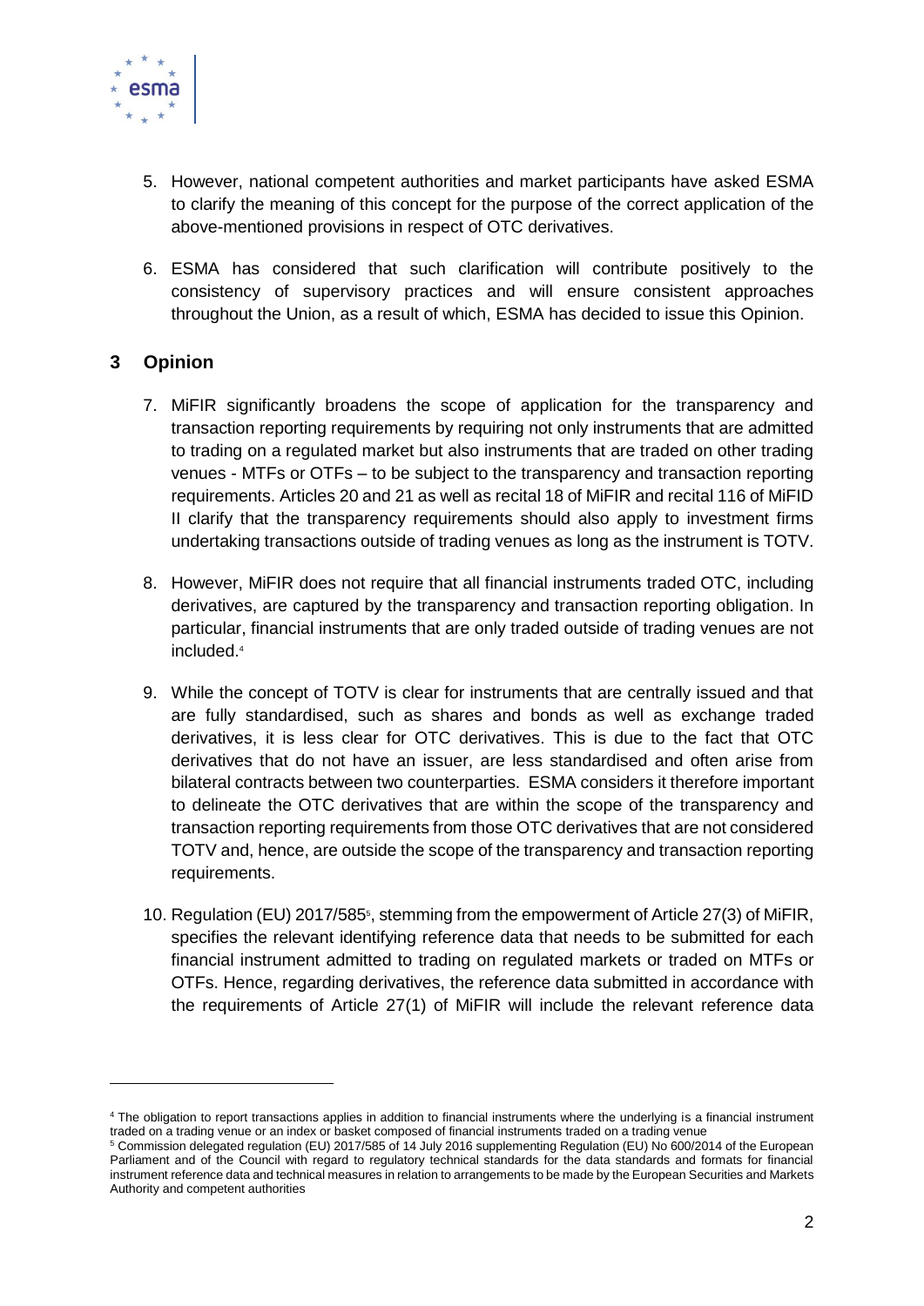5. However, national competent authorities and market participants have asked ESMA to clarify the meaning of this concept for the purpose of the correct application of the above-mentioned provisions in respect of OTC derivatives.

6. ESMA has considered that such clarification will contribute positively to the consistency of supervisory practices and will ensure consistent approaches throughout the Union, as a result of which, ESMA has decided to issue this Opinion.

## 3 Opinion

7. MiFIR significantly broadens the scope of application for the transparency and transaction reporting requirements by requiring not only instruments that are admitted to trading on a regulated market but also instruments that are traded on other trading venues - MTFs or OTFs – to be subject to the transparency and transaction reporting requirements. Articles 20 and 21 as well as recital 18 of MiFIR and recital 116 of MiFID II clarify that the transparency requirements should also apply to investment firms undertaking transactions outside of trading venues as long as the instrument is TOTV.

8. However, MiFIR does not require that all financial instruments traded OTC, including derivatives, are captured by the transparency and transaction reporting obligation. In particular, financial instruments that are only traded outside of trading venues are not included.[4]

9. While the concept of TOTV is clear for instruments that are centrally issued and that are fully standardised, such as shares and bonds as well as exchange traded derivatives, it is less clear for OTC derivatives. This is due to the fact that OTC derivatives that do not have an issuer, are less standardised and often arise from bilateral contracts between two counterparties. ESMA considers it therefore important to delineate the OTC derivatives that are within the scope of the transparency and transaction reporting requirements from those OTC derivatives that are not considered TOTV and, hence, are outside the scope of the transparency and transaction reporting requirements.

10. Regulation (EU) 2017/585[5], stemming from the empowerment of Article 27(3) of MiFIR, specifies the relevant identifying reference data that needs to be submitted for each financial instrument admitted to trading on regulated markets or traded on MTFs or OTFs. Hence, regarding derivatives, the reference data submitted in accordance with the requirements of Article 27(1) of MiFIR will include the relevant reference data

[4] The obligation to report transactions applies in addition to financial instruments where the underlying is a financial instrument traded on a trading venue or an index or basket composed of financial instruments traded on a trading venue

[5] Commission delegated regulation (EU) 2017/585 of 14 July 2016 supplementing Regulation (EU) No 600/2014 of the European Parliament and of the Council with regard to regulatory technical standards for the data standards and formats for financial instrument reference data and technical measures in relation to arrangements to be made by the European Securities and Markets Authority and competent authorities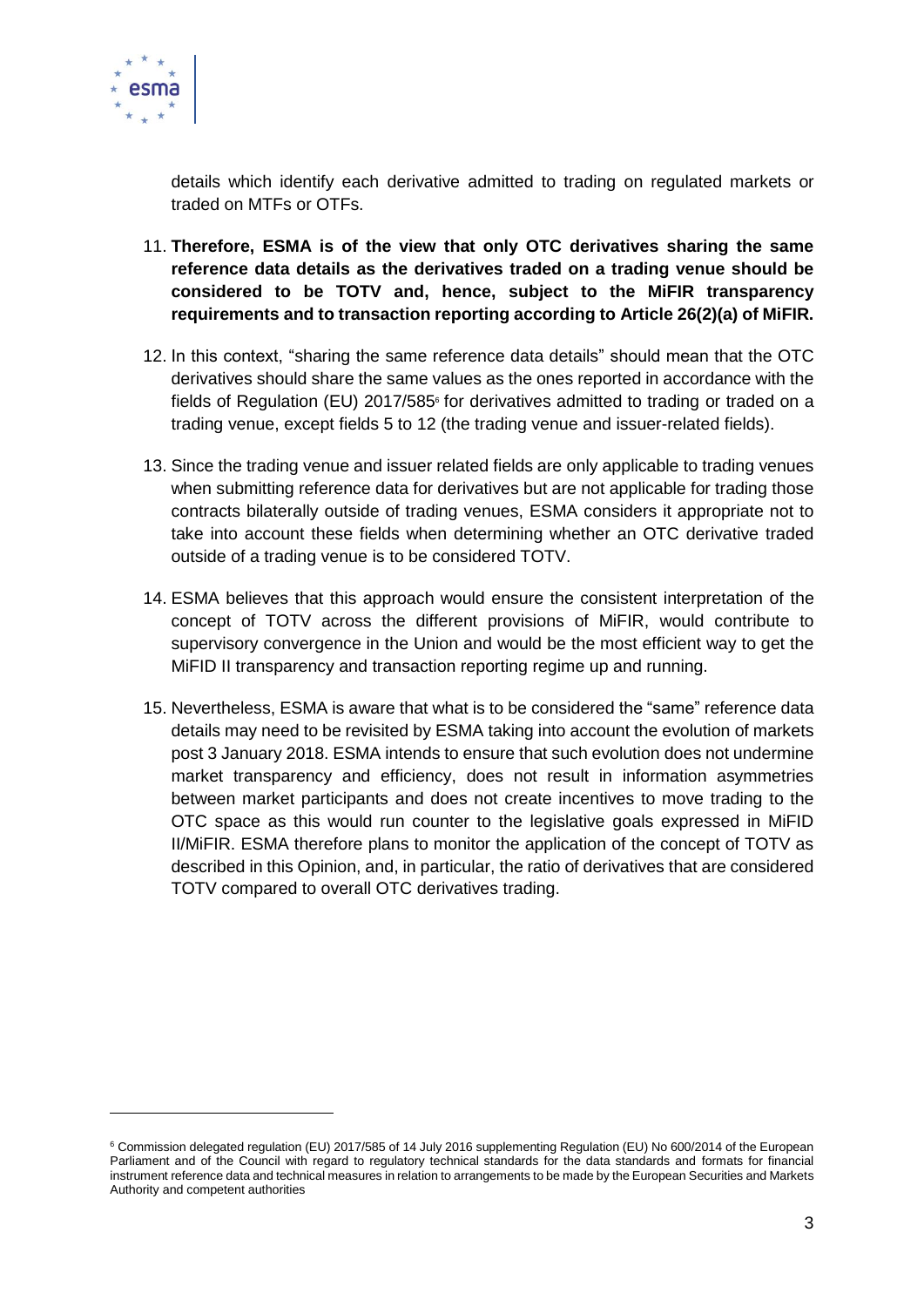details which identify each derivative admitted to trading on regulated markets or traded on MTFs or OTFs.

11. **Therefore, ESMA is of the view that only OTC derivatives sharing the same reference data details as the derivatives traded on a trading venue should be considered to be TOTV and, hence, subject to the MiFIR transparency requirements and to transaction reporting according to Article 26(2)(a) of MiFIR.**

12. In this context, "sharing the same reference data details" should mean that the OTC derivatives should share the same values as the ones reported in accordance with the fields of Regulation (EU) 2017/585[6] for derivatives admitted to trading or traded on a trading venue, except fields 5 to 12 (the trading venue and issuer-related fields).

13. Since the trading venue and issuer related fields are only applicable to trading venues when submitting reference data for derivatives but are not applicable for trading those contracts bilaterally outside of trading venues, ESMA considers it appropriate not to take into account these fields when determining whether an OTC derivative traded outside of a trading venue is to be considered TOTV.

14. ESMA believes that this approach would ensure the consistent interpretation of the concept of TOTV across the different provisions of MiFIR, would contribute to supervisory convergence in the Union and would be the most efficient way to get the MiFID II transparency and transaction reporting regime up and running.

15. Nevertheless, ESMA is aware that what is to be considered the "same" reference data details may need to be revisited by ESMA taking into account the evolution of markets post 3 January 2018. ESMA intends to ensure that such evolution does not undermine market transparency and efficiency, does not result in information asymmetries between market participants and does not create incentives to move trading to the OTC space as this would run counter to the legislative goals expressed in MiFID II/MiFIR. ESMA therefore plans to monitor the application of the concept of TOTV as described in this Opinion, and, in particular, the ratio of derivatives that are considered TOTV compared to overall OTC derivatives trading.

---

[6] Commission delegated regulation (EU) 2017/585 of 14 July 2016 supplementing Regulation (EU) No 600/2014 of the European Parliament and of the Council with regard to regulatory technical standards for the data standards and formats for financial instrument reference data and technical measures in relation to arrangements to be made by the European Securities and Markets Authority and competent authorities